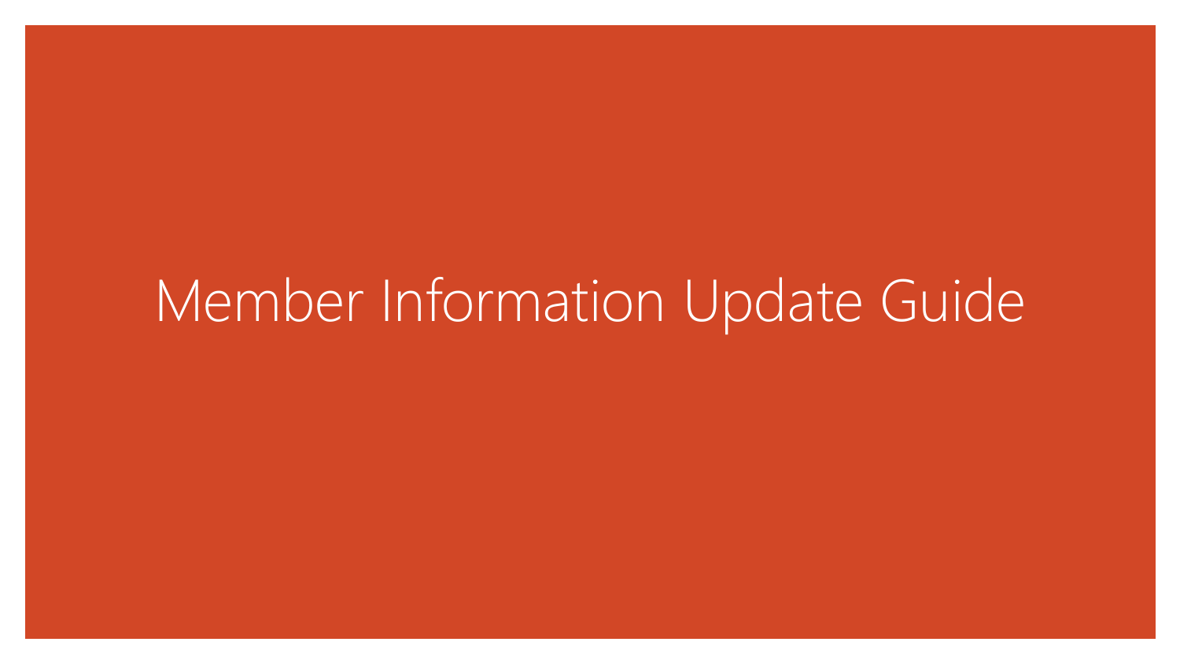# Member Information Update Guide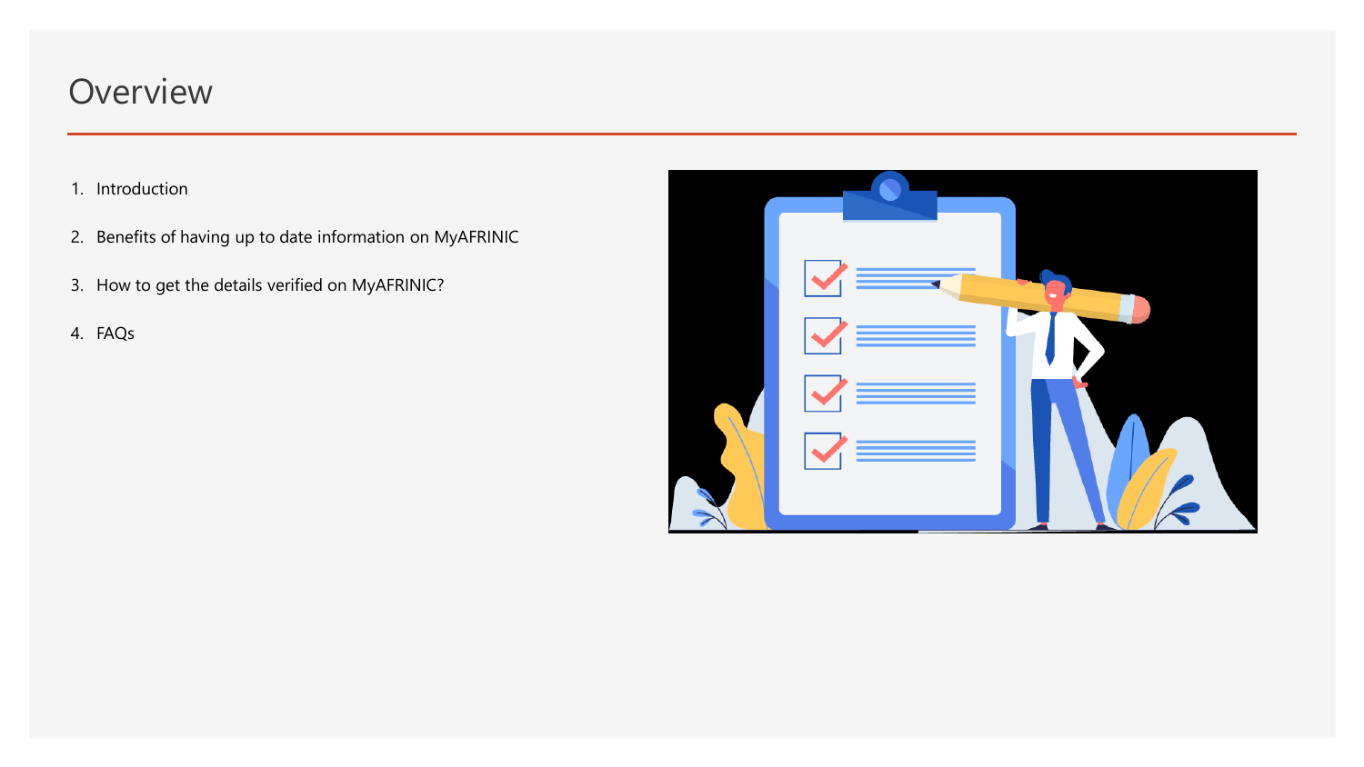# Overview

1. Introduction
2. Benefits of having up to date information on MyAFRINIC
3. How to get the details verified on MyAFRINIC?
4. FAQs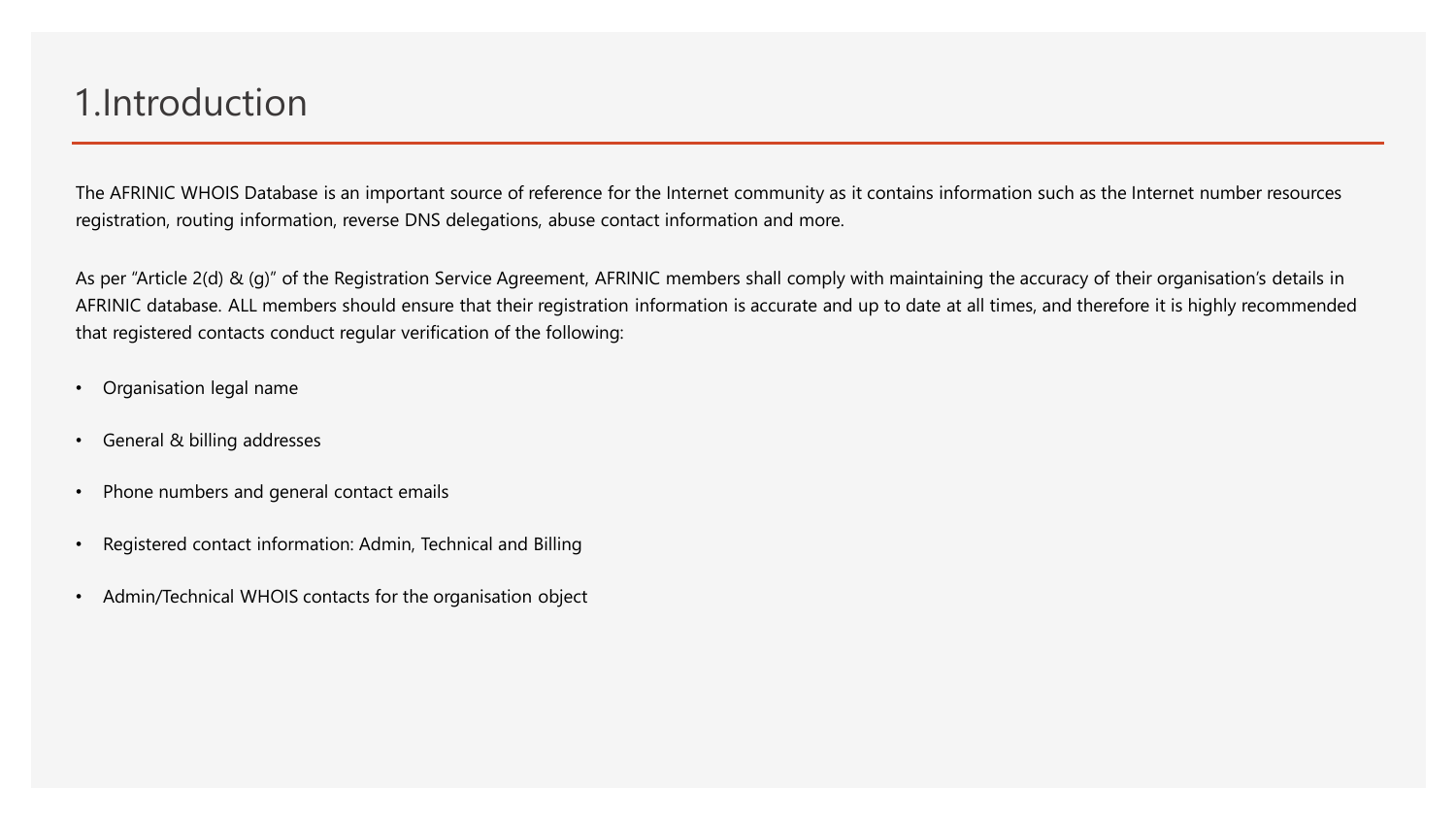# 1.Introduction

The AFRINIC WHOIS Database is an important source of reference for the Internet community as it contains information such as the Internet number resources registration, routing information, reverse DNS delegations, abuse contact information and more.

As per "Article 2(d) & (g)" of the Registration Service Agreement, AFRINIC members shall comply with maintaining the accuracy of their organisation's details in AFRINIC database. ALL members should ensure that their registration information is accurate and up to date at all times, and therefore it is highly recommended that registered contacts conduct regular verification of the following:

- Organisation legal name
- General & billing addresses
- Phone numbers and general contact emails
- Registered contact information: Admin, Technical and Billing
- Admin/Technical WHOIS contacts for the organisation object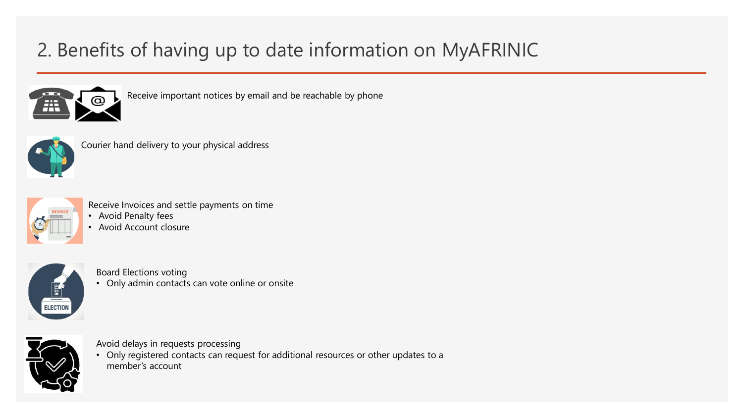# 2. Benefits of having up to date information on MyAFRINIC

Receive important notices by email and be reachable by phone

Courier hand delivery to your physical address

Receive Invoices and settle payments on time

- Avoid Penalty fees
- Avoid Account closure

Board Elections voting

- Only admin contacts can vote online or onsite

Avoid delays in requests processing

- Only registered contacts can request for additional resources or other updates to a member's account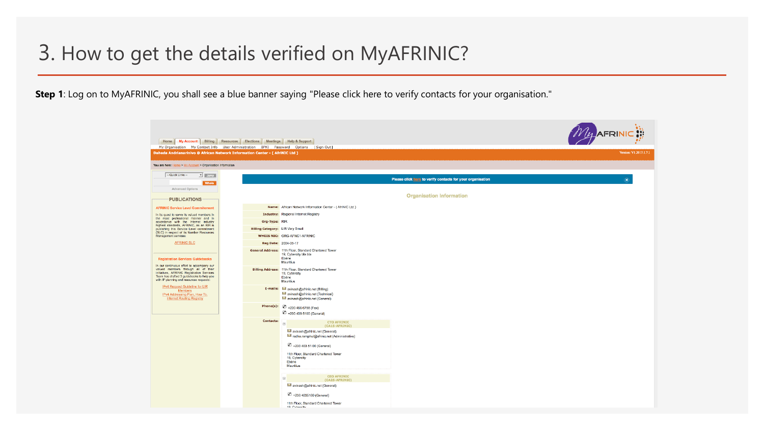# 3. How to get the details verified on MyAFRINIC?

**Step 1**: Log on to MyAFRINIC, you shall see a blue banner saying "Please click here to verify contacts for your organisation."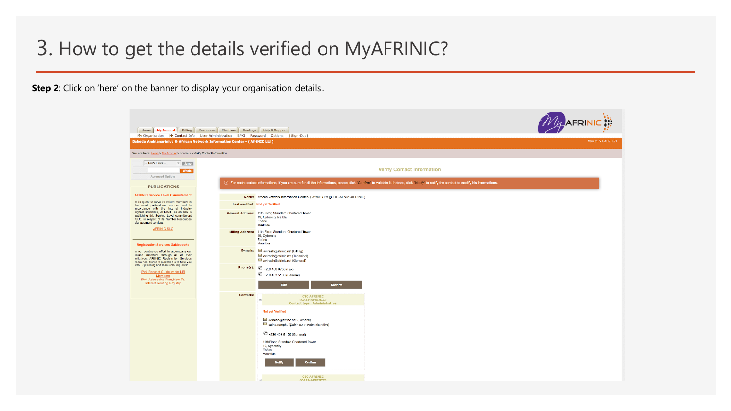# 3. How to get the details verified on MyAFRINIC?

**Step 2**: Click on 'here' on the banner to display your organisation details.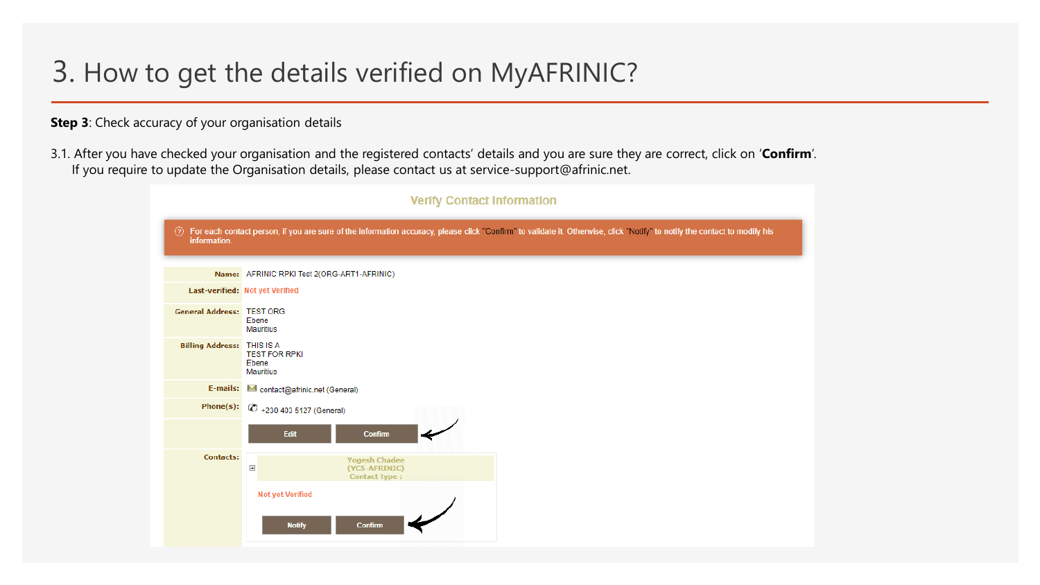# 3. How to get the details verified on MyAFRINIC?

**Step 3**: Check accuracy of your organisation details

3.1. After you have checked your organisation and the registered contacts' details and you are sure they are correct, click on '**Confirm**'.
If you require to update the Organisation details, please contact us at service-support@afrinic.net.

**Verify Contact Information**

For each contact person, if you are sure of the information accuracy, please click "Confirm" to validate it. Otherwise, click "Notify" to notify the contact to modify his information.

| | |
|---|---|
| **Name:** | AFRINIC RPKI Test 2(ORG-ART1-AFRINIC) |
| **Last-verified:** | Not yet Verified |
| **General Address:** | TEST ORG<br>Ebene<br>Mauritius |
| **Billing Address:** | THIS IS A<br>TEST FOR RPKI<br>Ebene<br>Mauritius |
| **E-mails:** | contact@afrinic.net (General) |
| **Phone(s):** | +230 403 5127 (General) |
| | Edit  Confirm |
| **Contacts:** | Yogesh Chadee<br>(YC5-AFRINIC)<br>Contact type :<br>Not yet Verified<br>Notify  Confirm |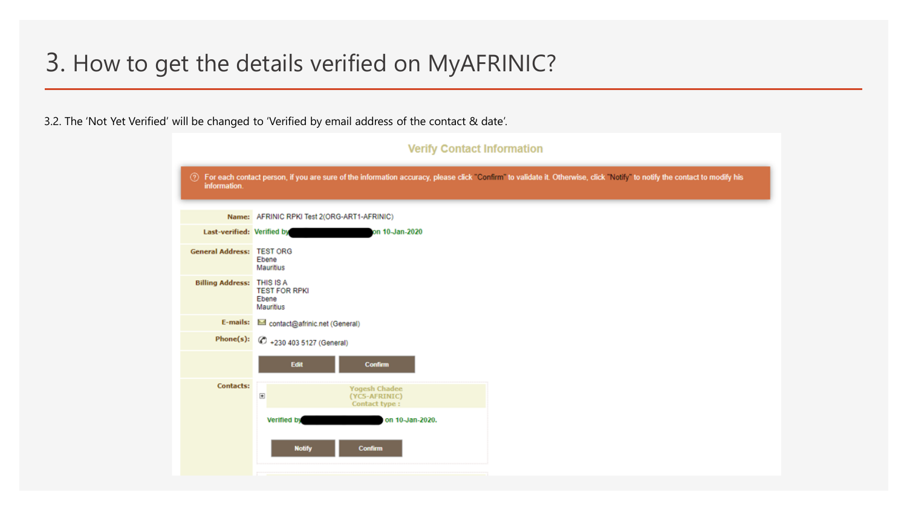# 3. How to get the details verified on MyAFRINIC?

3.2. The 'Not Yet Verified' will be changed to 'Verified by email address of the contact & date'.

**Verify Contact Information**

For each contact person, if you are sure of the information accuracy, please click "Confirm" to validate it. Otherwise, click "Notify" to notify the contact to modify his information.

| | |
|---|---|
| **Name:** | AFRINIC RPKI Test 2(ORG-ART1-AFRINIC) |
| **Last-verified:** | Verified by [redacted] on 10-Jan-2020 |
| **General Address:** | TEST ORG<br>Ebene<br>Mauritius |
| **Billing Address:** | THIS IS A<br>TEST FOR RPKI<br>Ebene<br>Mauritius |
| **E-mails:** | contact@afrinic.net (General) |
| **Phone(s):** | +230 403 5127 (General) |
| | Edit / Confirm |
| **Contacts:** | Yogesh Chadee<br>(YC5-AFRINIC)<br>Contact type :<br>Verified by [redacted] on 10-Jan-2020.<br>Notify / Confirm |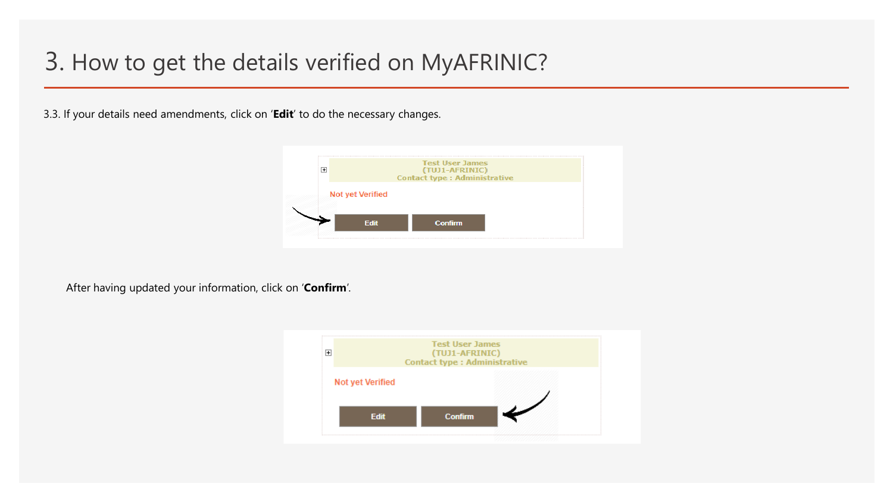# 3. How to get the details verified on MyAFRINIC?

3.3. If your details need amendments, click on ‘**Edit**’ to do the necessary changes.

After having updated your information, click on ‘**Confirm**’.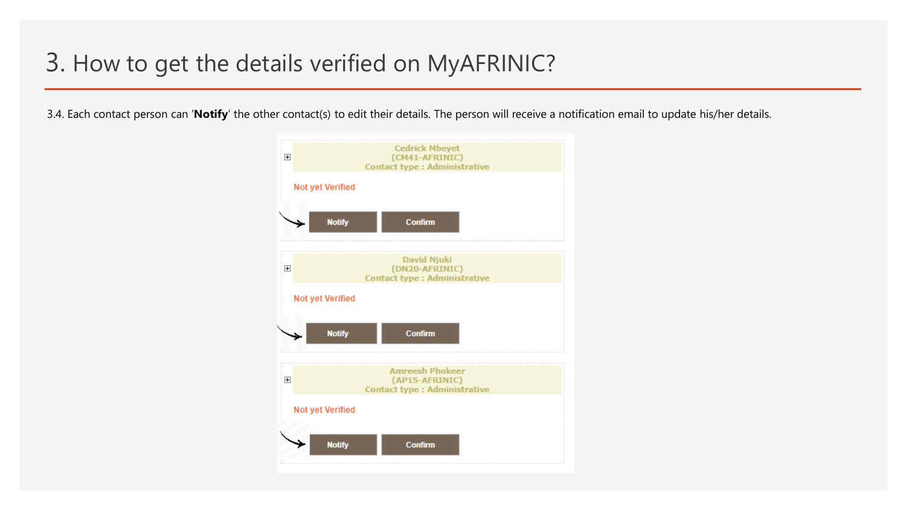# 3. How to get the details verified on MyAFRINIC?

3.4. Each contact person can '**Notify**' the other contact(s) to edit their details. The person will receive a notification email to update his/her details.

Cedrick Mbeyet
(CM41-AFRINIC)
Contact type : Administrative

Not yet Verified

Notify Confirm

David Njuki
(DN20-AFRINIC)
Contact type : Administrative

Not yet Verified

Notify Confirm

Amreesh Phokeer
(AP15-AFRINIC)
Contact type : Administrative

Not yet Verified

Notify Confirm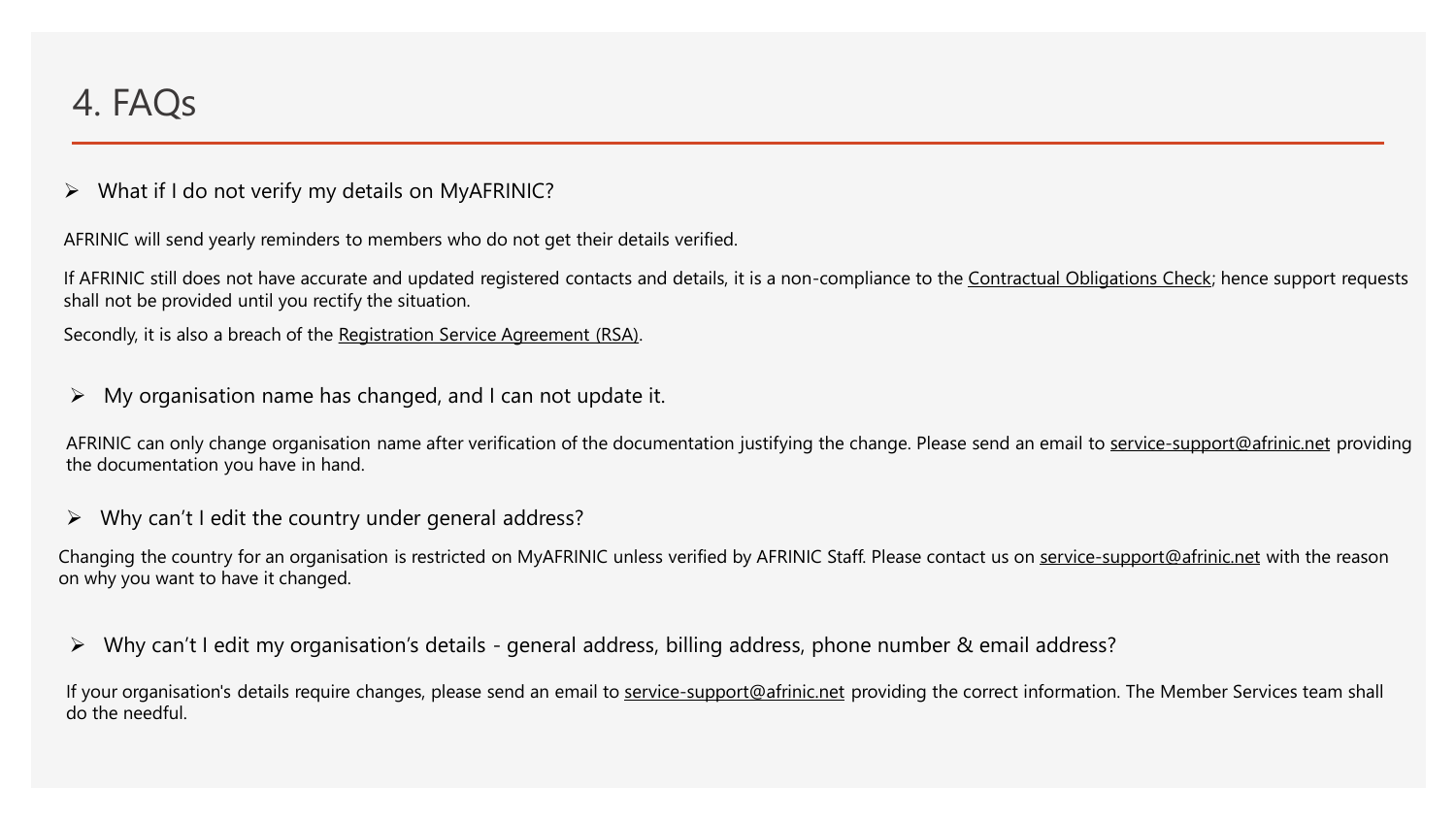# 4. FAQs

- What if I do not verify my details on MyAFRINIC?

AFRINIC will send yearly reminders to members who do not get their details verified.

If AFRINIC still does not have accurate and updated registered contacts and details, it is a non-compliance to the Contractual Obligations Check; hence support requests shall not be provided until you rectify the situation.

Secondly, it is also a breach of the Registration Service Agreement (RSA).

- My organisation name has changed, and I can not update it.

AFRINIC can only change organisation name after verification of the documentation justifying the change. Please send an email to service-support@afrinic.net providing the documentation you have in hand.

- Why can't I edit the country under general address?

Changing the country for an organisation is restricted on MyAFRINIC unless verified by AFRINIC Staff. Please contact us on service-support@afrinic.net with the reason on why you want to have it changed.

- Why can't I edit my organisation's details - general address, billing address, phone number & email address?

If your organisation's details require changes, please send an email to service-support@afrinic.net providing the correct information. The Member Services team shall do the needful.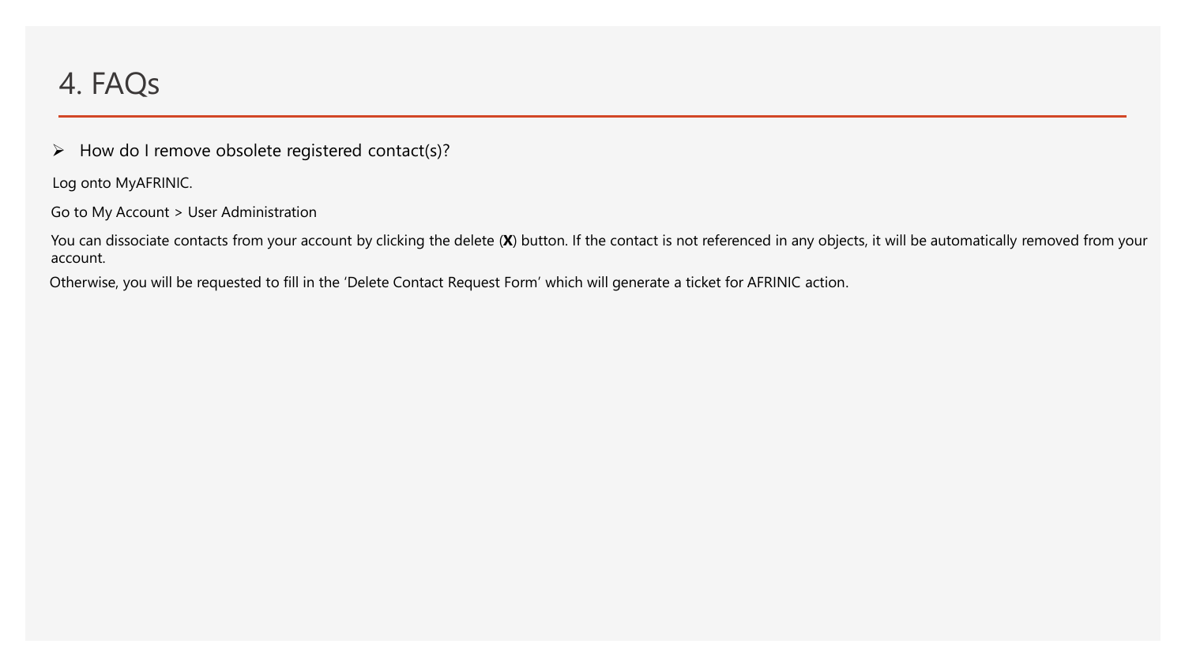# 4. FAQs

- How do I remove obsolete registered contact(s)?

Log onto MyAFRINIC.

Go to My Account > User Administration

You can dissociate contacts from your account by clicking the delete (**X**) button. If the contact is not referenced in any objects, it will be automatically removed from your account.

Otherwise, you will be requested to fill in the 'Delete Contact Request Form' which will generate a ticket for AFRINIC action.